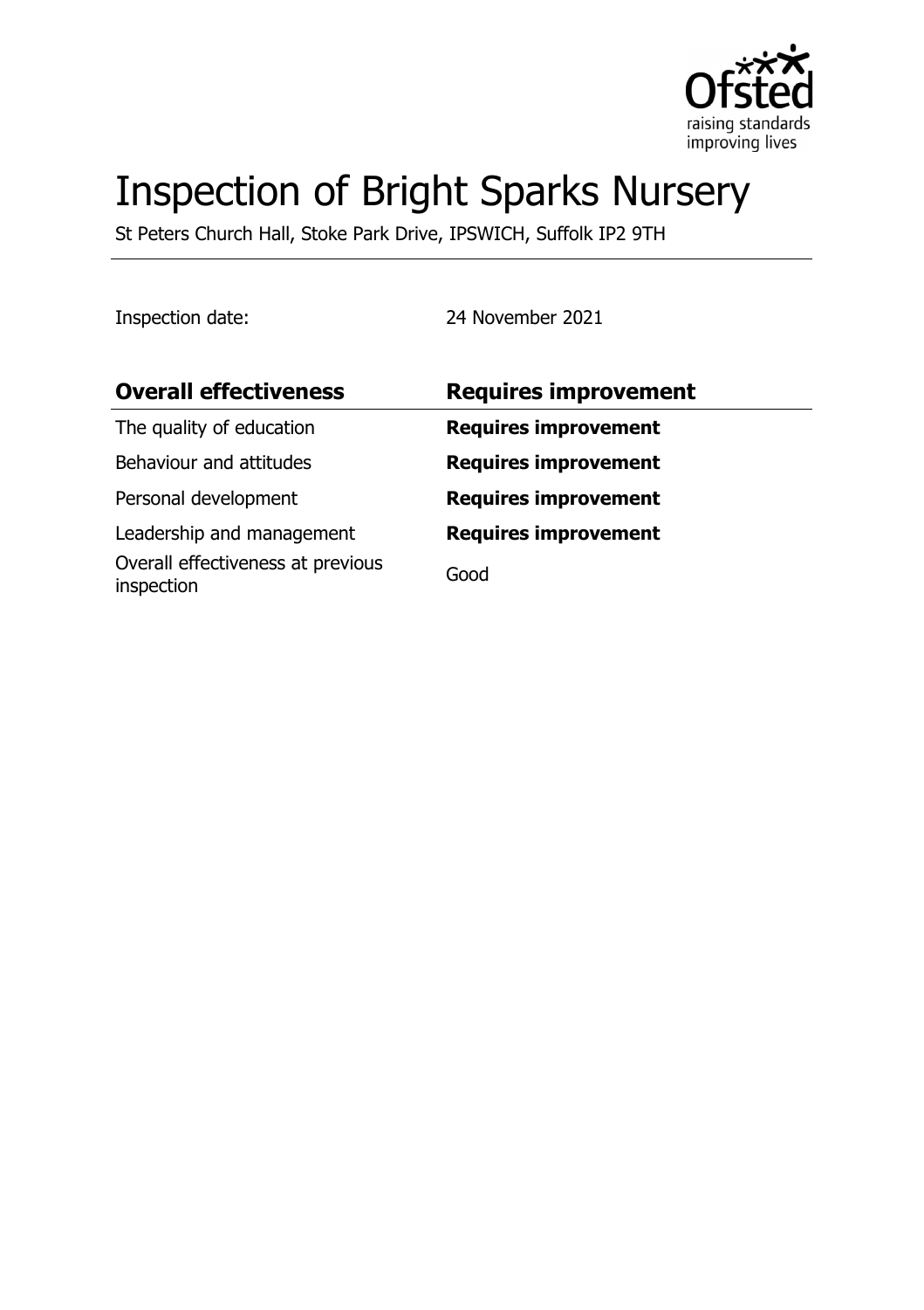# Inspection of Bright Sparks Nursery

St Peters Church Hall, Stoke Park Drive, IPSWICH, Suffolk IP2 9TH

Inspection date: 24 November 2021

| Overall effectiveness | Requires improvement |
| --- | --- |
| The quality of education | **Requires improvement** |
| Behaviour and attitudes | **Requires improvement** |
| Personal development | **Requires improvement** |
| Leadership and management | **Requires improvement** |
| Overall effectiveness at previous inspection | Good |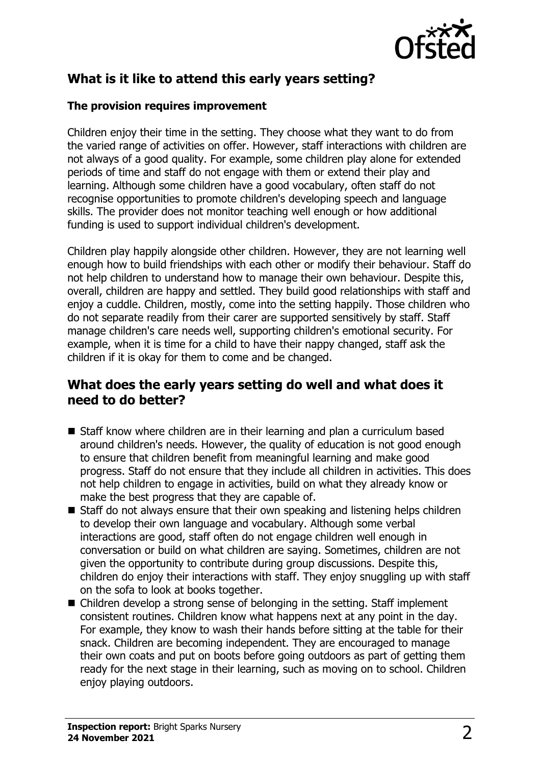## What is it like to attend this early years setting?

### The provision requires improvement

Children enjoy their time in the setting. They choose what they want to do from the varied range of activities on offer. However, staff interactions with children are not always of a good quality. For example, some children play alone for extended periods of time and staff do not engage with them or extend their play and learning. Although some children have a good vocabulary, often staff do not recognise opportunities to promote children's developing speech and language skills. The provider does not monitor teaching well enough or how additional funding is used to support individual children's development.

Children play happily alongside other children. However, they are not learning well enough how to build friendships with each other or modify their behaviour. Staff do not help children to understand how to manage their own behaviour. Despite this, overall, children are happy and settled. They build good relationships with staff and enjoy a cuddle. Children, mostly, come into the setting happily. Those children who do not separate readily from their carer are supported sensitively by staff. Staff manage children's care needs well, supporting children's emotional security. For example, when it is time for a child to have their nappy changed, staff ask the children if it is okay for them to come and be changed.

## What does the early years setting do well and what does it need to do better?

- Staff know where children are in their learning and plan a curriculum based around children's needs. However, the quality of education is not good enough to ensure that children benefit from meaningful learning and make good progress. Staff do not ensure that they include all children in activities. This does not help children to engage in activities, build on what they already know or make the best progress that they are capable of.
- Staff do not always ensure that their own speaking and listening helps children to develop their own language and vocabulary. Although some verbal interactions are good, staff often do not engage children well enough in conversation or build on what children are saying. Sometimes, children are not given the opportunity to contribute during group discussions. Despite this, children do enjoy their interactions with staff. They enjoy snuggling up with staff on the sofa to look at books together.
- Children develop a strong sense of belonging in the setting. Staff implement consistent routines. Children know what happens next at any point in the day. For example, they know to wash their hands before sitting at the table for their snack. Children are becoming independent. They are encouraged to manage their own coats and put on boots before going outdoors as part of getting them ready for the next stage in their learning, such as moving on to school. Children enjoy playing outdoors.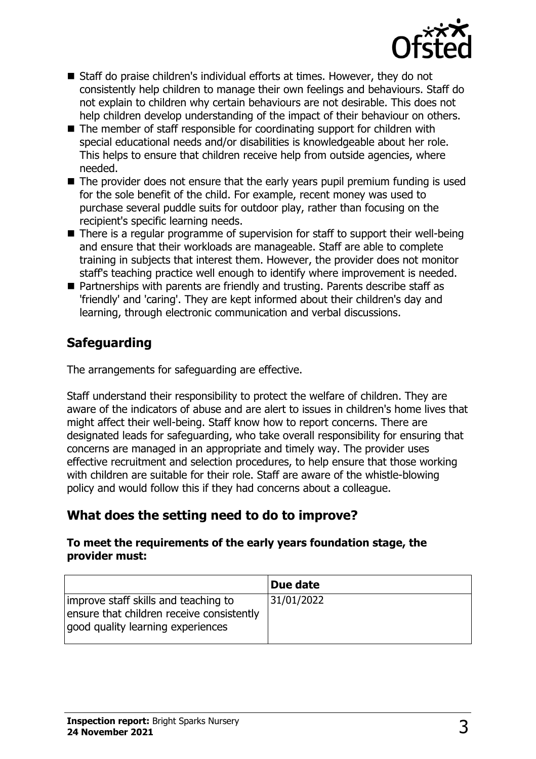- Staff do praise children's individual efforts at times. However, they do not consistently help children to manage their own feelings and behaviours. Staff do not explain to children why certain behaviours are not desirable. This does not help children develop understanding of the impact of their behaviour on others.
- The member of staff responsible for coordinating support for children with special educational needs and/or disabilities is knowledgeable about her role. This helps to ensure that children receive help from outside agencies, where needed.
- The provider does not ensure that the early years pupil premium funding is used for the sole benefit of the child. For example, recent money was used to purchase several puddle suits for outdoor play, rather than focusing on the recipient's specific learning needs.
- There is a regular programme of supervision for staff to support their well-being and ensure that their workloads are manageable. Staff are able to complete training in subjects that interest them. However, the provider does not monitor staff's teaching practice well enough to identify where improvement is needed.
- Partnerships with parents are friendly and trusting. Parents describe staff as 'friendly' and 'caring'. They are kept informed about their children's day and learning, through electronic communication and verbal discussions.

## Safeguarding

The arrangements for safeguarding are effective.

Staff understand their responsibility to protect the welfare of children. They are aware of the indicators of abuse and are alert to issues in children's home lives that might affect their well-being. Staff know how to report concerns. There are designated leads for safeguarding, who take overall responsibility for ensuring that concerns are managed in an appropriate and timely way. The provider uses effective recruitment and selection procedures, to help ensure that those working with children are suitable for their role. Staff are aware of the whistle-blowing policy and would follow this if they had concerns about a colleague.

## What does the setting need to do to improve?

**To meet the requirements of the early years foundation stage, the provider must:**

| | Due date |
|---|---|
| improve staff skills and teaching to ensure that children receive consistently good quality learning experiences | 31/01/2022 |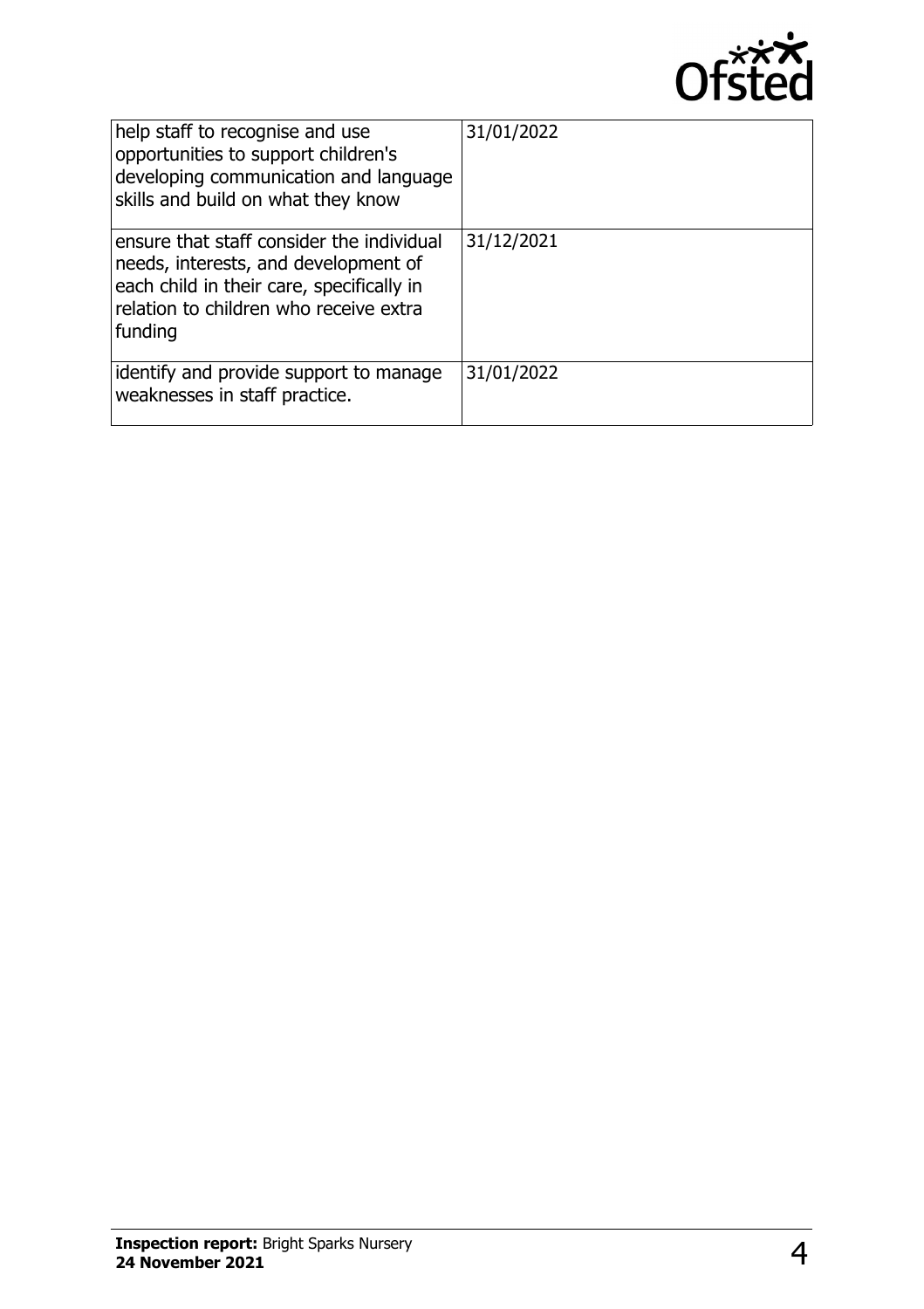| | |
|---|---|
| help staff to recognise and use opportunities to support children's developing communication and language skills and build on what they know | 31/01/2022 |
| ensure that staff consider the individual needs, interests, and development of each child in their care, specifically in relation to children who receive extra funding | 31/12/2021 |
| identify and provide support to manage weaknesses in staff practice. | 31/01/2022 |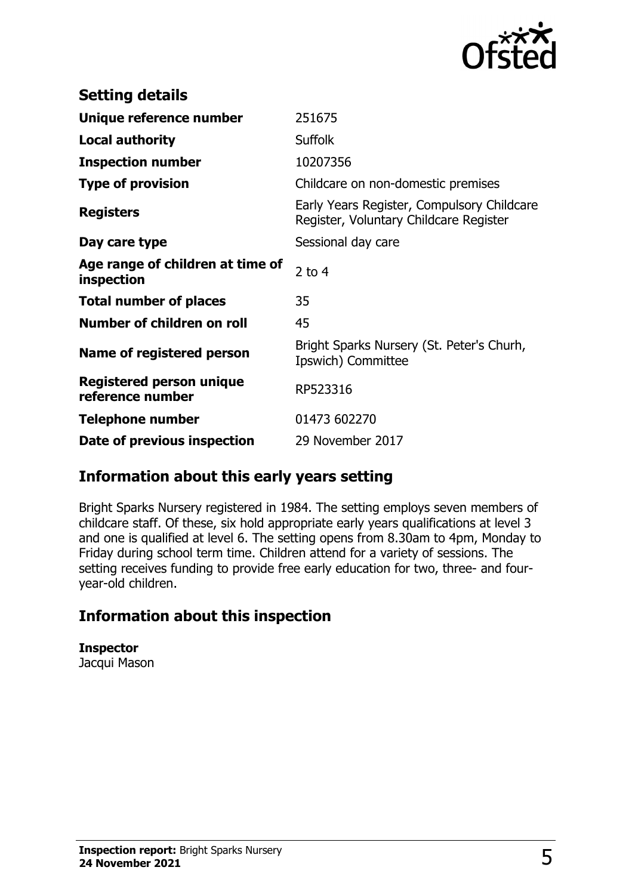## Setting details

| | |
|---|---|
| **Unique reference number** | 251675 |
| **Local authority** | Suffolk |
| **Inspection number** | 10207356 |
| **Type of provision** | Childcare on non-domestic premises |
| **Registers** | Early Years Register, Compulsory Childcare Register, Voluntary Childcare Register |
| **Day care type** | Sessional day care |
| **Age range of children at time of inspection** | 2 to 4 |
| **Total number of places** | 35 |
| **Number of children on roll** | 45 |
| **Name of registered person** | Bright Sparks Nursery (St. Peter's Churh, Ipswich) Committee |
| **Registered person unique reference number** | RP523316 |
| **Telephone number** | 01473 602270 |
| **Date of previous inspection** | 29 November 2017 |

## Information about this early years setting

Bright Sparks Nursery registered in 1984. The setting employs seven members of childcare staff. Of these, six hold appropriate early years qualifications at level 3 and one is qualified at level 6. The setting opens from 8.30am to 4pm, Monday to Friday during school term time. Children attend for a variety of sessions. The setting receives funding to provide free early education for two, three- and four-year-old children.

## Information about this inspection

**Inspector**
Jacqui Mason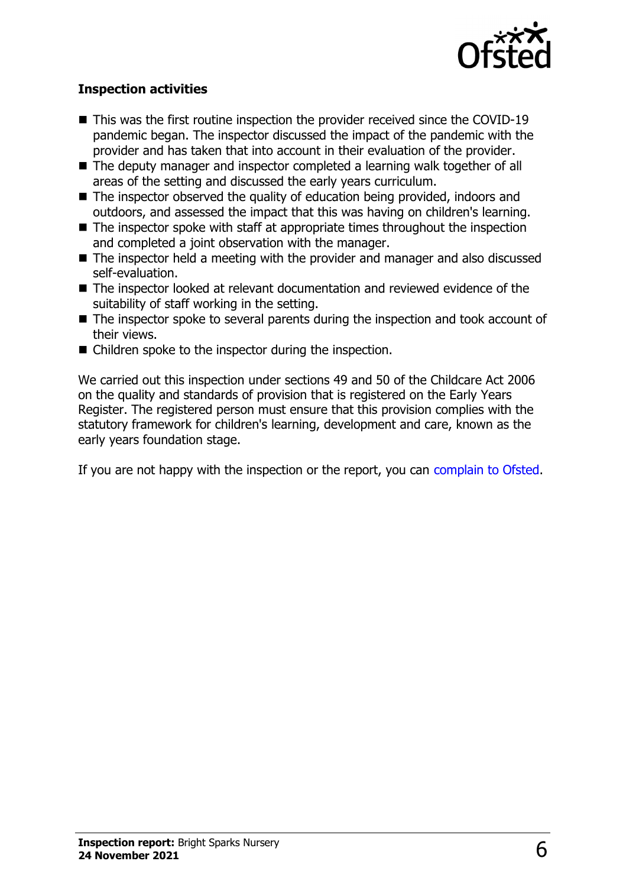### Inspection activities

- This was the first routine inspection the provider received since the COVID-19 pandemic began. The inspector discussed the impact of the pandemic with the provider and has taken that into account in their evaluation of the provider.
- The deputy manager and inspector completed a learning walk together of all areas of the setting and discussed the early years curriculum.
- The inspector observed the quality of education being provided, indoors and outdoors, and assessed the impact that this was having on children's learning.
- The inspector spoke with staff at appropriate times throughout the inspection and completed a joint observation with the manager.
- The inspector held a meeting with the provider and manager and also discussed self-evaluation.
- The inspector looked at relevant documentation and reviewed evidence of the suitability of staff working in the setting.
- The inspector spoke to several parents during the inspection and took account of their views.
- Children spoke to the inspector during the inspection.

We carried out this inspection under sections 49 and 50 of the Childcare Act 2006 on the quality and standards of provision that is registered on the Early Years Register. The registered person must ensure that this provision complies with the statutory framework for children's learning, development and care, known as the early years foundation stage.

If you are not happy with the inspection or the report, you can complain to Ofsted.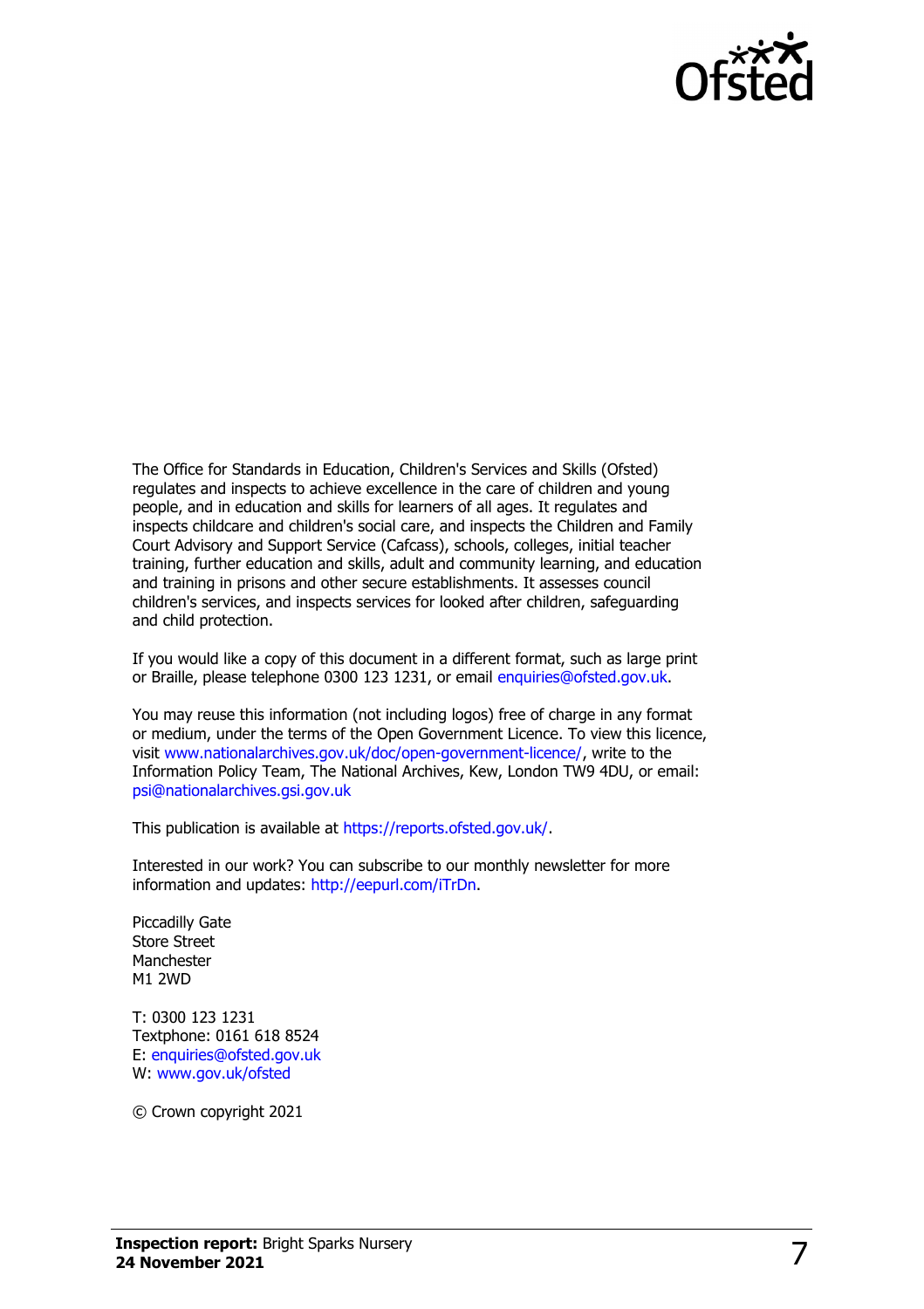The Office for Standards in Education, Children's Services and Skills (Ofsted) regulates and inspects to achieve excellence in the care of children and young people, and in education and skills for learners of all ages. It regulates and inspects childcare and children's social care, and inspects the Children and Family Court Advisory and Support Service (Cafcass), schools, colleges, initial teacher training, further education and skills, adult and community learning, and education and training in prisons and other secure establishments. It assesses council children's services, and inspects services for looked after children, safeguarding and child protection.

If you would like a copy of this document in a different format, such as large print or Braille, please telephone 0300 123 1231, or email enquiries@ofsted.gov.uk.

You may reuse this information (not including logos) free of charge in any format or medium, under the terms of the Open Government Licence. To view this licence, visit www.nationalarchives.gov.uk/doc/open-government-licence/, write to the Information Policy Team, The National Archives, Kew, London TW9 4DU, or email: psi@nationalarchives.gsi.gov.uk

This publication is available at https://reports.ofsted.gov.uk/.

Interested in our work? You can subscribe to our monthly newsletter for more information and updates: http://eepurl.com/iTrDn.

Piccadilly Gate
Store Street
Manchester
M1 2WD

T: 0300 123 1231
Textphone: 0161 618 8524
E: enquiries@ofsted.gov.uk
W: www.gov.uk/ofsted

© Crown copyright 2021